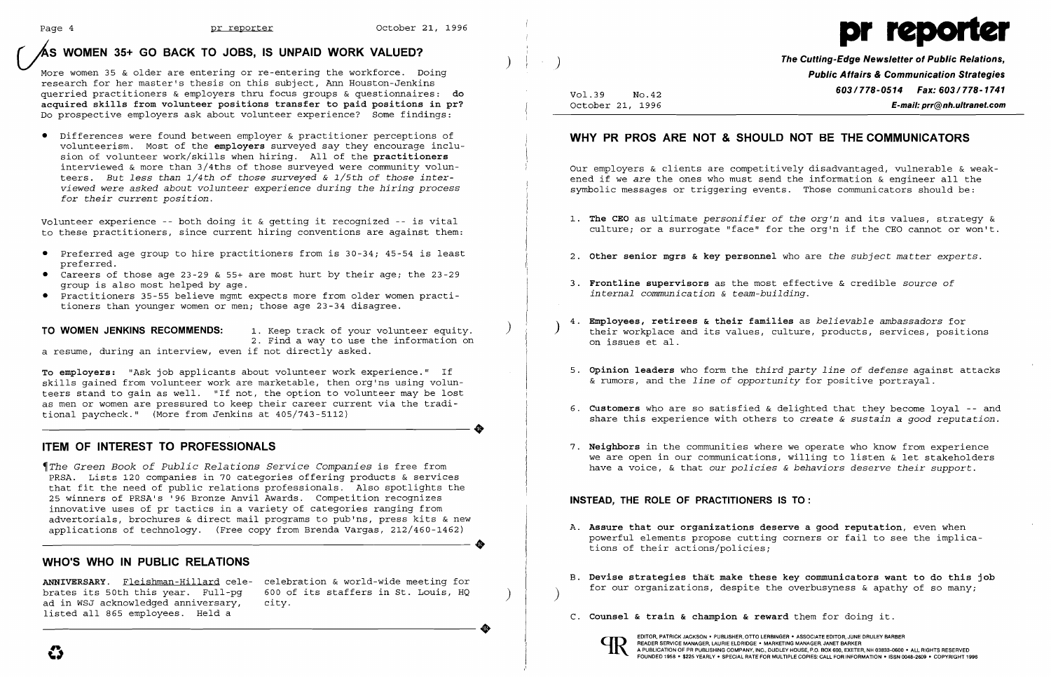## AS WOMEN 35+ GO BACK TO JOBS, IS UNPAID WORK VALUED?

More women 35 & older are entering or re-entering the workforce. Doing research for her master's thesis on this subject, Ann Houston-Jenkins querried practitioners & employers thru focus groups & questionnaires: **do acquired skills from volunteer positions transfer to paid positions in pr?** Do prospective employers ask about volunteer experience? Some findings:

- Differences were found between employer & practitioner perceptions of volunteerism. Most of the **employers** surveyed say they encourage inclusion of volunteer work/skills when hiring. All of the **practitioners** interviewed & more than 3/4ths of those surveyed were community volunteers. *But less than 1/4th of those surveyed & 1/5th of those interviewed were asked about volunteer experience during the hiring process for their current position.*

Volunteer experience -- both doing it & getting it recognized -- is vital to these practitioners, since current hiring conventions are against them:

- Preferred age group to hire practitioners from is 30-34; 45-54 is least preferred.
- Careers of those age 23-29 & 55+ are most hurt by their age; the 23-29 group is also most helped by age.
- Practitioners 35-55 believe mgmt expects more from older women practitioners than younger women or men; those age 23-34 disagree.

**TO WOMEN JENKINS RECOMMENDS:** 1. Keep track of your volunteer equity. 2. Find a way to use the information on a resume, during an interview, even if not directly asked.

**To employers:** "Ask job applicants about volunteer work experience." If skills gained from volunteer work are marketable, then org'ns using volunteers stand to gain as well. "If not, the option to volunteer may be lost as men or women are pressured to keep their career current via the traditional paycheck." (More from Jenkins at 405/743-5112)

## ITEM OF INTEREST TO PROFESSIONALS

¶*The Green Book of Public Relations Service Companies* is free from PRSA. Lists 120 companies in 70 categories offering products & services that fit the need of public relations professionals. Also spotlights the 25 winners of PRSA's '96 Bronze Anvil Awards. Competition recognizes innovative uses of pr tactics in a variety of categories ranging from advertorials, brochures & direct mail programs to pub'ns, press kits & new applications of technology. (Free copy from Brenda Vargas, 212/460-1462)

## WHO'S WHO IN PUBLIC RELATIONS

**ANNIVERSARY.** Fleishman-Hillard celebrates its 50th this year. Full-pg ad in WSJ acknowledged anniversary, listed all 865 employees. Held a celebration & world-wide meeting for 600 of its staffers in St. Louis, HQ city.

---

# pr reporter

**The Cutting-Edge Newsletter of Public Relations, Public Affairs & Communication Strategies**
**603/778-0514 Fax: 603/778-1741**
**E-mail: prr@nh.ultranet.com**

Vol.39 No.42
October 21, 1996

## WHY PR PROS ARE NOT & SHOULD NOT BE THE COMMUNICATORS

Our employers & clients are competitively disadvantaged, vulnerable & weakened if we *are* the ones who must send the information & engineer all the symbolic messages or triggering events. Those communicators should be:

1. **The CEO** as ultimate *personifier of the org'n* and its values, strategy & culture; or a surrogate "face" for the org'n if the CEO cannot or won't.
2. **Other senior mgrs & key personnel** who are *the subject matter experts.*
3. **Frontline supervisors** as the most effective & credible *source of internal communication & team-building.*
4. **Employees, retirees & their families** as *believable ambassadors* for their workplace and its values, culture, products, services, positions on issues et al.
5. **Opinion leaders** who form the *third party line of defense* against attacks & rumors, and the *line of opportunity* for positive portrayal.
6. **Customers** who are so satisfied & delighted that they become loyal -- and share this experience with others to *create & sustain a good reputation.*
7. **Neighbors** in the communities where we operate who know from experience we are open in our communications, willing to listen & let stakeholders have a voice, & that *our policies & behaviors deserve their support.*

### INSTEAD, THE ROLE OF PRACTITIONERS IS TO:

A. **Assure that our organizations deserve a good reputation**, even when powerful elements propose cutting corners or fail to see the implications of their actions/policies;

B. **Devise strategies that make these key communicators want to do this job** for our organizations, despite the overbusyness & apathy of so many;

C. **Counsel & train & champion & reward** them for doing it.

EDITOR, PATRICK JACKSON • PUBLISHER, OTTO LERBINGER • ASSOCIATE EDITOR, JUNE DRULEY BARBER
READER SERVICE MANAGER, LAURIE ELDRIDGE • MARKETING MANAGER, JANET BARKER
A PUBLICATION OF PR PUBLISHING COMPANY, INC., DUDLEY HOUSE, P.O. BOX 600, EXETER, NH 03833-0600 • ALL RIGHTS RESERVED
FOUNDED 1958 • $225 YEARLY • SPECIAL RATE FOR MULTIPLE COPIES: CALL FOR INFORMATION • ISSN 0048-2609 • COPYRIGHT 1996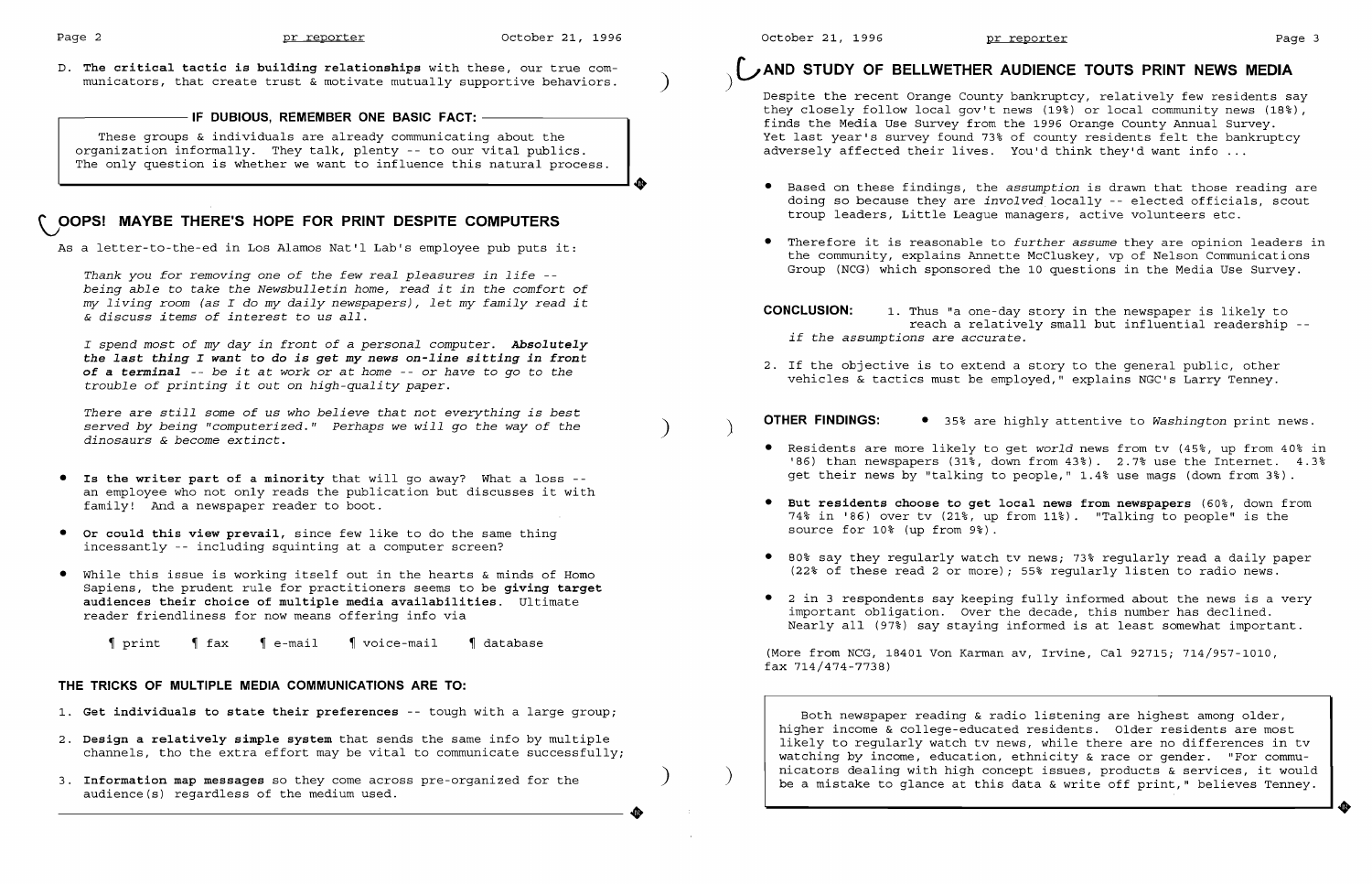D. **The critical tactic is building relationships** with these, our true communicators, that create trust & motivate mutually supportive behaviors.

> **IF DUBIOUS, REMEMBER ONE BASIC FACT:**
>
> These groups & individuals are already communicating about the organization informally. They talk, plenty -- to our vital publics. The only question is whether we want to influence this natural process.

## OOPS! MAYBE THERE'S HOPE FOR PRINT DESPITE COMPUTERS

As a letter-to-the-ed in Los Alamos Nat'l Lab's employee pub puts it:

*Thank you for removing one of the few real pleasures in life -- being able to take the Newsbulletin home, read it in the comfort of my living room (as I do my daily newspapers), let my family read it & discuss items of interest to us all.*

*I spend most of my day in front of a personal computer.* ***Absolutely the last thing I want to do is get my news on-line sitting in front of a terminal*** *-- be it at work or at home -- or have to go to the trouble of printing it out on high-quality paper.*

*There are still some of us who believe that not everything is best served by being "computerized." Perhaps we will go the way of the dinosaurs & become extinct.*

- **Is the writer part of a minority** that will go away? What a loss -- an employee who not only reads the publication but discusses it with family! And a newspaper reader to boot.
- **Or could this view prevail**, since few like to do the same thing incessantly -- including squinting at a computer screen?
- While this issue is working itself out in the hearts & minds of Homo Sapiens, the prudent rule for practitioners seems to be **giving target audiences their choice of multiple media availabilities**. Ultimate reader friendliness for now means offering info via

¶ print ¶ fax ¶ e-mail ¶ voice-mail ¶ database

### THE TRICKS OF MULTIPLE MEDIA COMMUNICATIONS ARE TO:

1. **Get individuals to state their preferences** -- tough with a large group;
2. **Design a relatively simple system** that sends the same info by multiple channels, tho the extra effort may be vital to communicate successfully;
3. **Information map messages** so they come across pre-organized for the audience(s) regardless of the medium used.

## AND STUDY OF BELLWETHER AUDIENCE TOUTS PRINT NEWS MEDIA

Despite the recent Orange County bankruptcy, relatively few residents say they closely follow local gov't news (19%) or local community news (18%), finds the Media Use Survey from the 1996 Orange County Annual Survey. Yet last year's survey found 73% of county residents felt the bankruptcy adversely affected their lives. You'd think they'd want info ...

- Based on these findings, the *assumption* is drawn that those reading are doing so because they are *involved* locally -- elected officials, scout troup leaders, Little League managers, active volunteers etc.
- Therefore it is reasonable to *further assume* they are opinion leaders in the community, explains Annette McCluskey, vp of Nelson Communications Group (NCG) which sponsored the 10 questions in the Media Use Survey.

**CONCLUSION:** 1. Thus "a one-day story in the newspaper is likely to reach a relatively small but influential readership -- *if the assumptions are accurate.*

2. If the objective is to extend a story to the general public, other vehicles & tactics must be employed," explains NGC's Larry Tenney.

**OTHER FINDINGS:**

- 35% are highly attentive to *Washington* print news.
- Residents are more likely to get *world* news from tv (45%, up from 40% in '86) than newspapers (31%, down from 43%). 2.7% use the Internet. 4.3% get their news by "talking to people," 1.4% use mags (down from 3%).
- **But residents choose to get local news from newspapers** (60%, down from 74% in '86) over tv (21%, up from 11%). "Talking to people" is the source for 10% (up from 9%).
- 80% say they regularly watch tv news; 73% regularly read a daily paper (22% of these read 2 or more); 55% regularly listen to radio news.
- 2 in 3 respondents say keeping fully informed about the news is a very important obligation. Over the decade, this number has declined. Nearly all (97%) say staying informed is at least somewhat important.

(More from NCG, 18401 Von Karman av, Irvine, Cal 92715; 714/957-1010, fax 714/474-7738)

> Both newspaper reading & radio listening are highest among older, higher income & college-educated residents. Older residents are most likely to regularly watch tv news, while there are no differences in tv watching by income, education, ethnicity & race or gender. "For communicators dealing with high concept issues, products & services, it would be a mistake to glance at this data & write off print," believes Tenney.